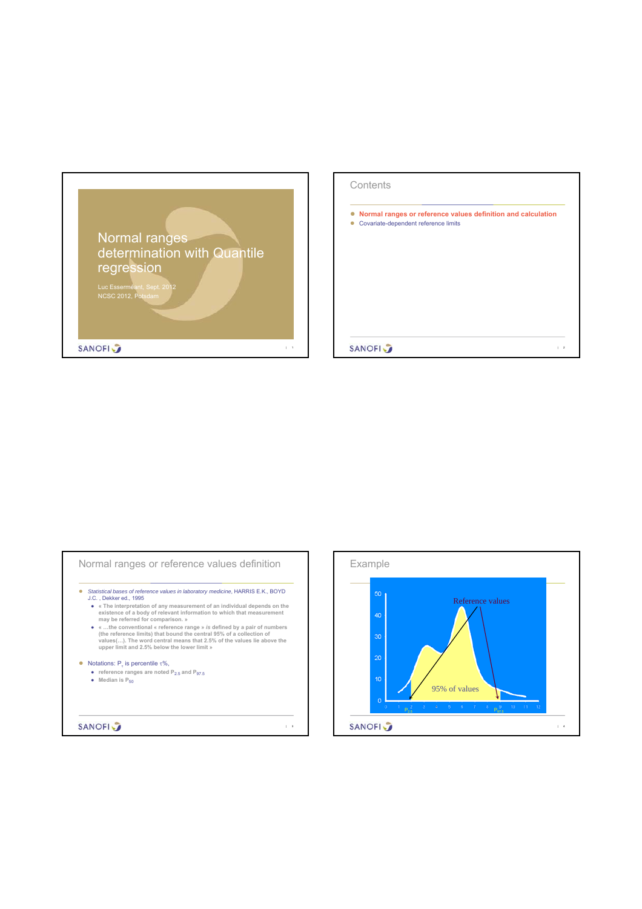# Normal ranges determination with Quantile regression

Luc Essermeant, Sept. 2012
NCSC 2012, Potsdam

## Contents

- **Normal ranges or reference values definition and calculation**
- Covariate-dependent reference limits

## Normal ranges or reference values definition

- *Statistical bases of reference values in laboratory medicine*, HARRIS E.K., BOYD J.C. , Dekker ed., 1995
  - « The interpretation of any measurement of an individual depends on the existence of a body of relevant information to which that measurement may be referred for comparison. »
  - « …the conventional « reference range » *is* defined by a pair of numbers (the reference limits) that bound the central 95% of a collection of values(…). The word central means that 2.5% of the values lie above the upper limit and 2.5% below the lower limit »
- Notations: $P_\tau$ is percentile $\tau$%,
  - reference ranges are noted $P_{2.5}$ and $P_{97.5}$
  - Median is $P_{50}$

## Example

Reference values

95% of values

$P_{2.5}$ $P_{97.5}$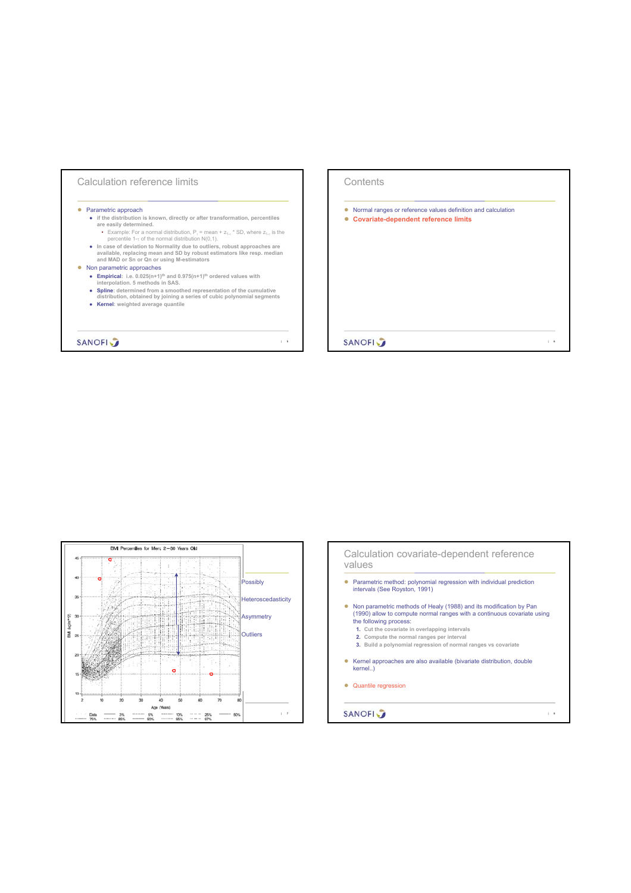## Calculation reference limits

- Parametric approach
  - if the distribution is known, directly or after transformation, percentiles are easily determined.
    - Example: For a normal distribution, $P_\gamma$ = mean + $z_{1-\gamma}$ * SD, where $z_{1-\gamma}$ is the percentile 1-$\gamma$ of the normal distribution N(0,1).
  - In case of deviation to Normality due to outliers, robust approaches are available, replacing mean and SD by robust estimators like resp. median and MAD or Sn or Qn or using M-estimators
- Non parametric approaches
  - **Empirical**: i.e. 0.025(n+1)$^{th}$ and 0.975(n+1)$^{th}$ ordered values with interpolation. 5 methods in SAS.
  - **Spline**: determined from a smoothed representation of the cumulative distribution, obtained by joining a series of cubic polynomial segments
  - **Kernel**: weighted average quantile

## Contents

- Normal ranges or reference values definition and calculation
- **Covariate-dependent reference limits**

BMI Percentiles for Men; 2—80 Years Old

Possibly

Heteroscedasticity

Asymmetry

Outliers

## Calculation covariate-dependent reference values

- Parametric method: polynomial regression with individual prediction intervals (See Royston, 1991)
- Non parametric methods of Healy (1988) and its modification by Pan (1990) allow to compute normal ranges with a continuous covariate using the following process:
  1. Cut the covariate in overlapping intervals
  2. Compute the normal ranges per interval
  3. Build a polynomial regression of normal ranges vs covariate
- Kernel approaches are also available (bivariate distribution, double kernel..)
- Quantile regression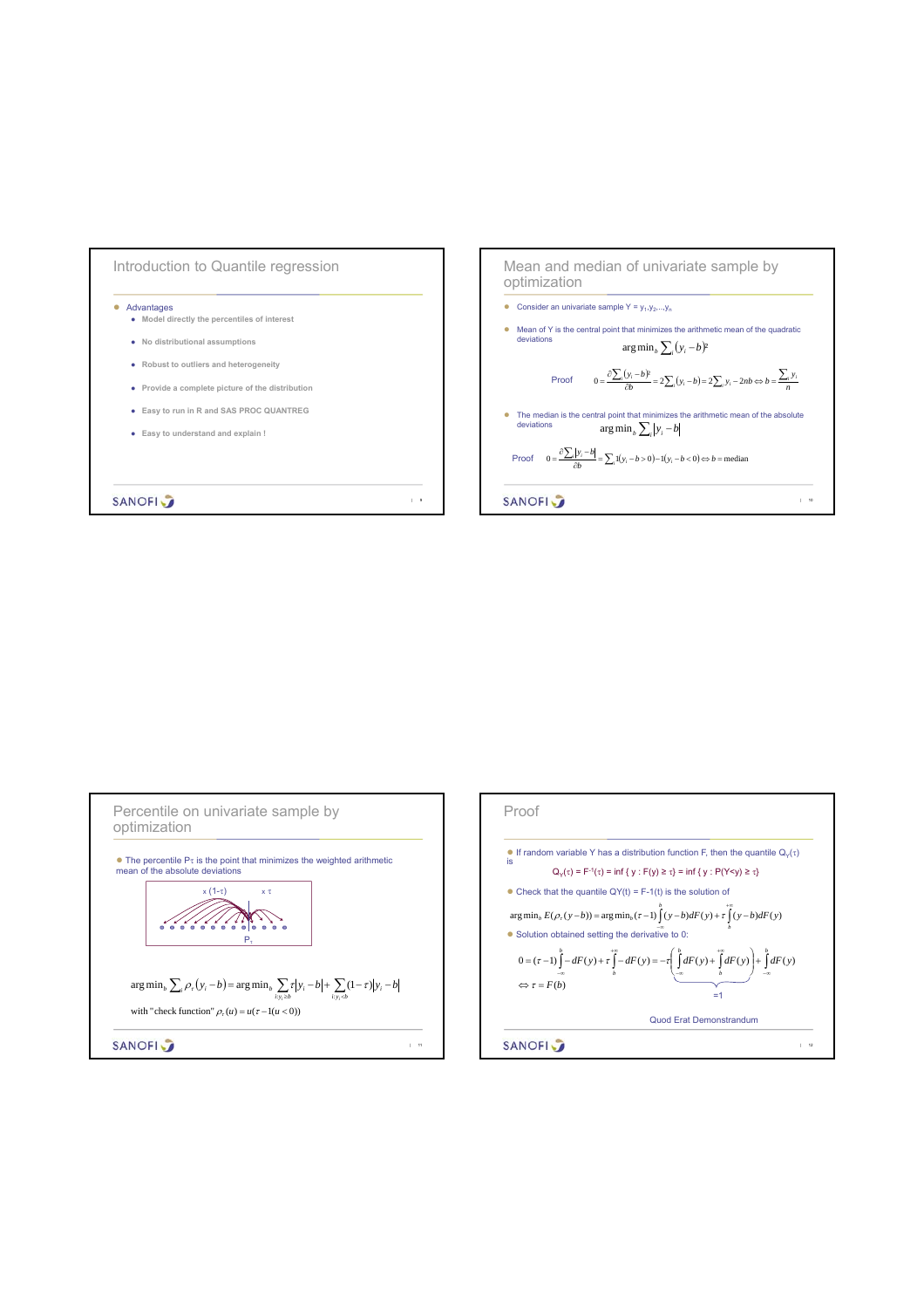## Introduction to Quantile regression

- Advantages
  - Model directly the percentiles of interest
  - No distributional assumptions
  - Robust to outliers and heterogeneity
  - Provide a complete picture of the distribution
  - Easy to run in R and SAS PROC QUANTREG
  - Easy to understand and explain !

## Mean and median of univariate sample by optimization

- Consider an univariate sample $Y = y_1, y_2, \ldots, y_n$
- Mean of Y is the central point that minimizes the arithmetic mean of the quadratic deviations

$$\arg\min_b \sum_i (y_i - b)^2$$

Proof
$$0 = \frac{\partial \sum_i (y_i - b)^2}{\partial b} = 2\sum_i (y_i - b) = 2\sum_i y_i - 2nb \Leftrightarrow b = \frac{\sum_i y_i}{n}$$

- The median is the central point that minimizes the arithmetic mean of the absolute deviations

$$\arg\min_b \sum_i |y_i - b|$$

Proof
$$0 = \frac{\partial \sum_i |y_i - b|}{\partial b} = \sum_i 1(y_i - b > 0) - 1(y_i - b < 0) \Leftrightarrow b = \text{median}$$

## Percentile on univariate sample by optimization

- The percentile $P_\tau$ is the point that minimizes the weighted arithmetic mean of the absolute deviations

x (1-τ) x τ

$P_\tau$

$$\arg\min_b \sum_i \rho_\tau(y_i - b) = \arg\min_b \sum_{i; y_i \geq b} \tau |y_i - b| + \sum_{i; y_i < b} (1-\tau)|y_i - b|$$

with "check function" $\rho_\tau(u) = u(\tau - 1(u < 0))$

## Proof

- If random variable Y has a distribution function F, then the quantile $Q_Y(\tau)$ is

$$Q_Y(\tau) = F^{-1}(\tau) = \inf \{ y : F(y) \geq \tau \} = \inf \{ y : P(Y<y) \geq \tau \}$$

- Check that the quantile QY(t) = F-1(t) is the solution of

$$\arg\min_b E(\rho_\tau(y - b)) = \arg\min_b (\tau - 1) \int_{-\infty}^{b} (y - b) dF(y) + \tau \int_{b}^{+\infty} (y - b) dF(y)$$

- Solution obtained setting the derivative to 0:

$$0 = (\tau - 1) \int_{-\infty}^{b} -dF(y) + \tau \int_{b}^{+\infty} -dF(y) = -\tau \underbrace{\left( \int_{-\infty}^{b} dF(y) + \int_{b}^{+\infty} dF(y) \right)}_{=1} + \int_{-\infty}^{b} dF(y)$$

$$\Leftrightarrow \tau = F(b)$$

Quod Erat Demonstrandum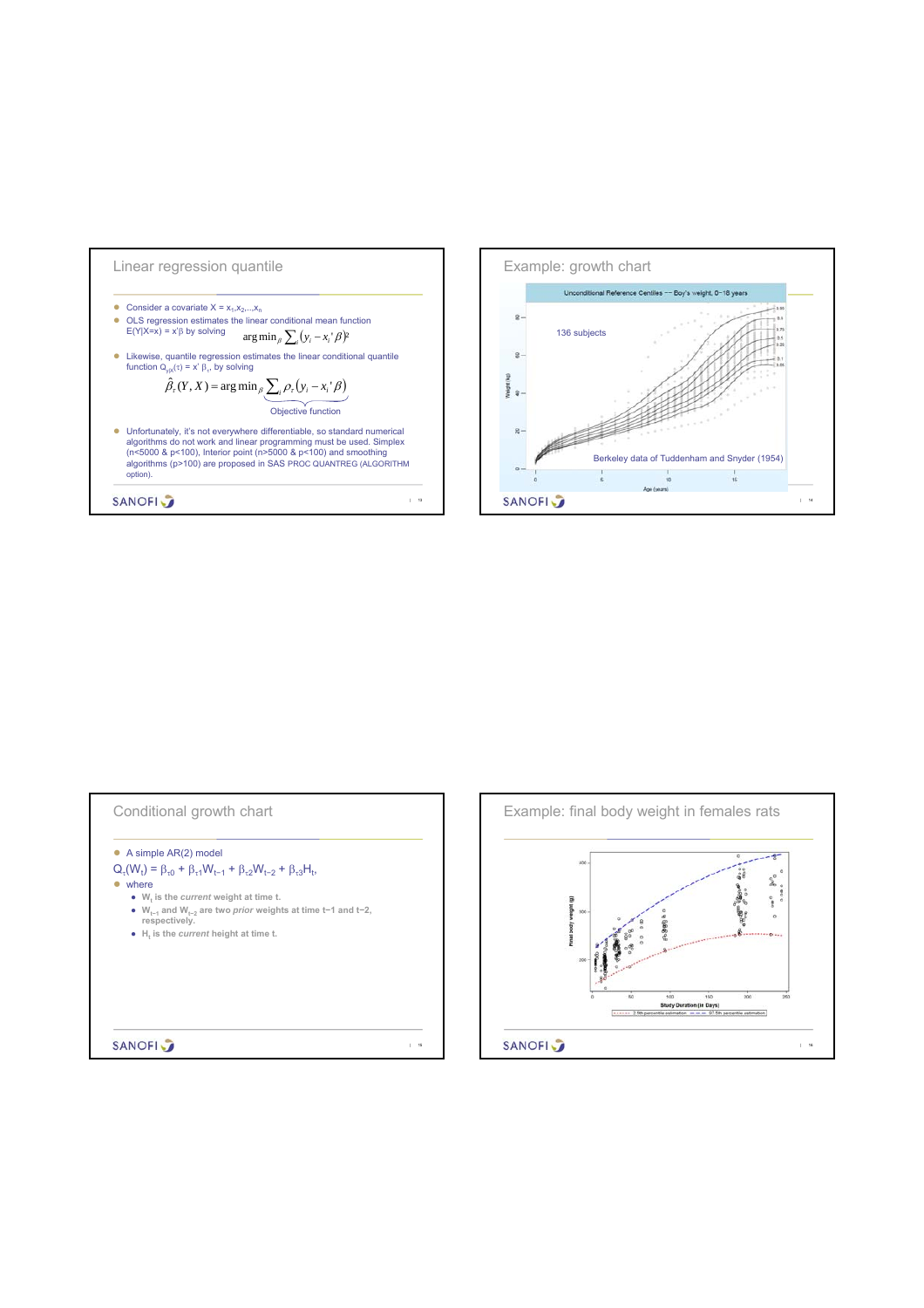## Linear regression quantile

- Consider a covariate $X = x_1, x_2, \ldots, x_n$
- OLS regression estimates the linear conditional mean function $E(Y|X=x) = x'\beta$ by solving $\arg\min_\beta \sum_i (y_i - x_i'\beta)^2$
- Likewise, quantile regression estimates the linear conditional quantile function $Q_{Y|X}(\tau) = x'\beta_\tau$ by solving

$$\hat{\beta}_\tau(Y, X) = \arg\min_\beta \underbrace{\sum_i \rho_\tau(y_i - x_i'\beta)}_{\text{Objective function}}$$

- Unfortunately, it's not everywhere differentiable, so standard numerical algorithms do not work and linear programming must be used. Simplex ($n<5000$ & $p<100$), Interior point ($n>5000$ & $p<100$) and smoothing algorithms ($p>100$) are proposed in SAS PROC QUANTREG (ALGORITHM option).

## Example: growth chart

Unconditional Reference Centiles — Boy's weight, 0–18 years

136 subjects

Berkeley data of Tuddenham and Snyder (1954)

## Conditional growth chart

- A simple AR(2) model

$Q_\tau(W_t) = \beta_{\tau 0} + \beta_{\tau 1} W_{t-1} + \beta_{\tau 2} W_{t-2} + \beta_{\tau 3} H_t$,

- where
  - $W_t$ is the *current* weight at time t.
  - $W_{t-1}$ and $W_{t-2}$ are two *prior* weights at time t−1 and t−2, respectively.
  - $H_t$ is the *current* height at time t.

## Example: final body weight in females rats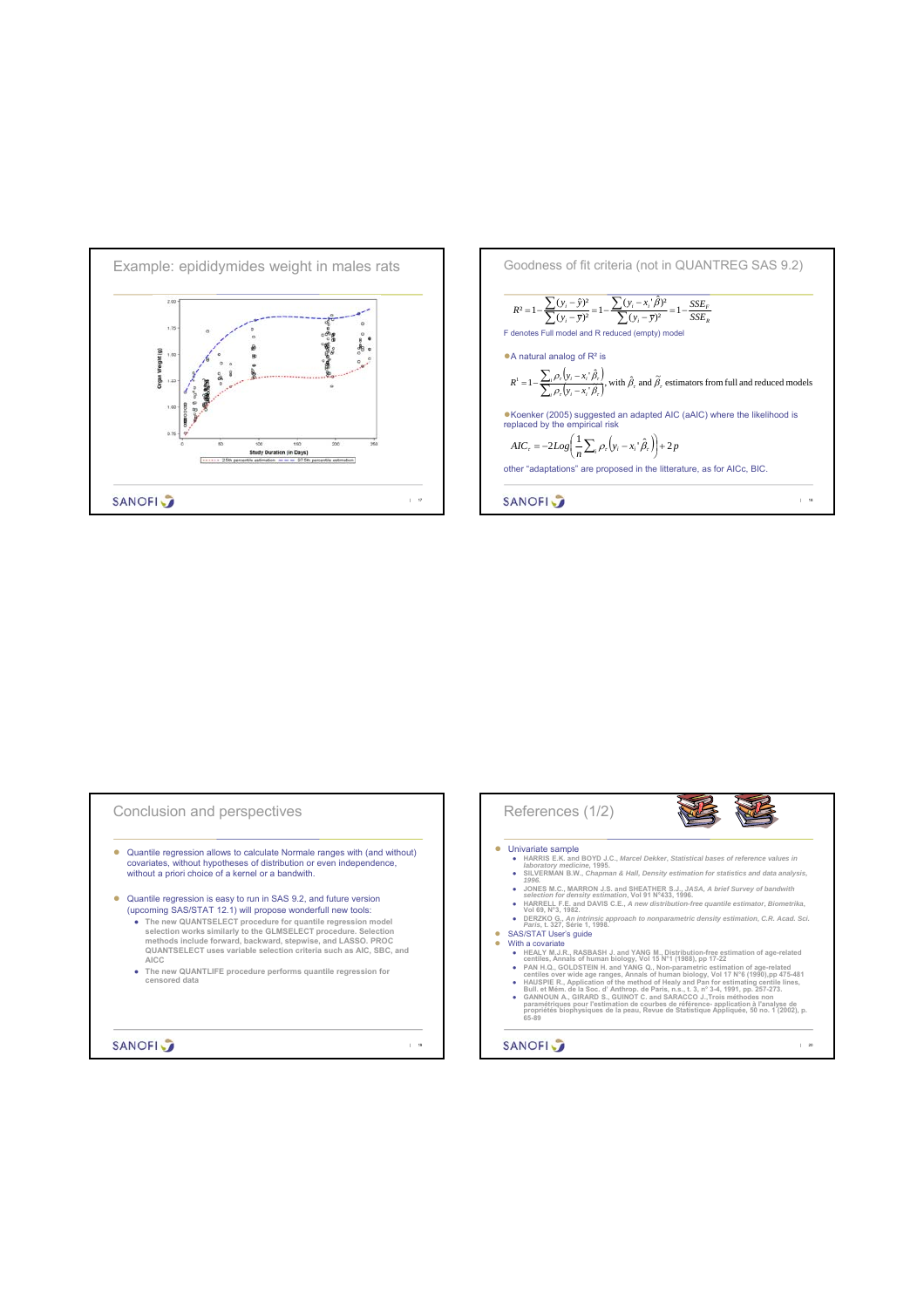## Example: epididymides weight in males rats

## Goodness of fit criteria (not in QUANTREG SAS 9.2)

$$R^2 = 1 - \frac{\sum (y_i - \hat{y})^2}{\sum (y_i - \bar{y})^2} = 1 - \frac{\sum (y_i - x_i'\hat{\beta})^2}{\sum (y_i - \bar{y})^2} = 1 - \frac{SSE_F}{SSE_R}$$

F denotes Full model and R reduced (empty) model

- A natural analog of R² is

$$R^1 = 1 - \frac{\sum_i \rho_\tau (y_i - x_i'\hat{\beta}_\tau)}{\sum_i \rho_\tau (y_i - x_i'\tilde{\beta}_\tau)}, \text{ with } \hat{\beta}_\tau \text{ and } \tilde{\beta}_\tau \text{ estimators from full and reduced models}$$

- Koenker (2005) suggested an adapted AIC (aAIC) where the likelihood is replaced by the empirical risk

$$AIC_\tau = -2Log\left(\frac{1}{n}\sum_i \rho_\tau (y_i - x_i'\hat{\beta}_\tau)\right) + 2p$$

other "adaptations" are proposed in the litterature, as for AICc, BIC.

## Conclusion and perspectives

- Quantile regression allows to calculate Normale ranges with (and without) covariates, without hypotheses of distribution or even independence, without a priori choice of a kernel or a bandwith.
- Quantile regression is easy to run in SAS 9.2, and future version (upcoming SAS/STAT 12.1) will propose wonderfull new tools:
  - The new QUANTSELECT procedure for quantile regression model selection works similarly to the GLMSELECT procedure. Selection methods include forward, backward, stepwise, and LASSO. PROC QUANTSELECT uses variable selection criteria such as AIC, SBC, and AICC
  - The new QUANTLIFE procedure performs quantile regression for censored data

## References (1/2)

- Univariate sample
  - HARRIS E.K. and BOYD J.C., *Marcel Dekker, Statistical bases of reference values in laboratory medicine*, 1995.
  - SILVERMAN B.W., *Chapman & Hall, Density estimation for statistics and data analysis*, 1996.
  - JONES M.C., MARRON J.S. and SHEATHER S.J., *JASA, A brief Survey of bandwith selection for density estimation*, Vol 91 N°433, 1996.
  - HARRELL F.E. and DAVIS C.E., *A new distribution-free quantile estimator*, *Biometrika*, Vol 69, N°3, 1982.
  - DERZKO G., *An intrinsic approach to nonparametric density estimation*, *C.R. Acad. Sci. Paris*, t. 327, Série 1, 1998.
- SAS/STAT User's guide
- With a covariate
  - HEALY M.J.R., RASBASH J. and YANG M., Distribution-free estimation of age-related centiles, Annals of human biology, Vol 15 N°1 (1988), pp 17-22
  - PAN H.Q., GOLDSTEIN H. and YANG Q., Non-parametric estimation of age-related centiles over wide age ranges, Annals of human biology, Vol 17 N°6 (1990),pp 475-481
  - HAUSPIE R., Application of the method of Healy and Pan for estimating centile lines, Bull. et Mém. de la Soc. d' Anthrop. de Paris, n.s., t. 3, n° 3-4, 1991, pp. 257-273.
  - GANNOUN A., GIRARD S., GUINOT C. and SARACCO J.,Trois méthodes non paramétriques pour l'estimation de courbes de référence- application à l'analyse de propriétés biophysiques de la peau, Revue de Statistique Appliquée, 50 no. 1 (2002), p. 65-89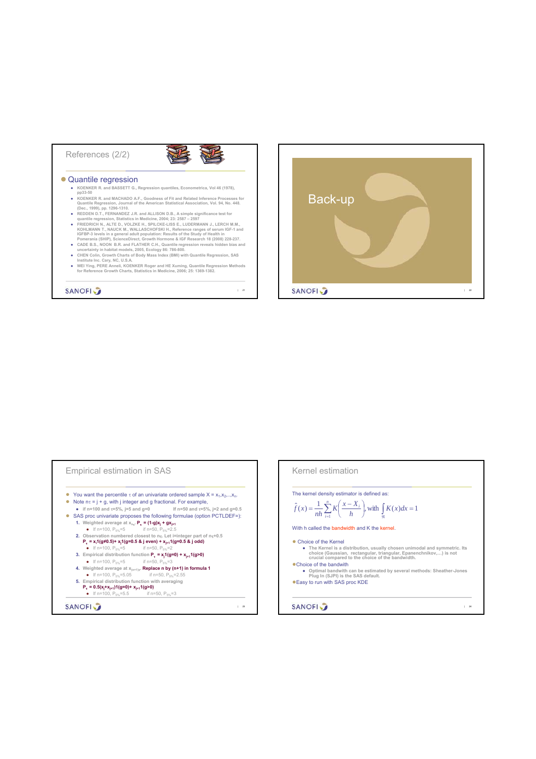## References (2/2)

- Quantile regression
  - KOENKER R. and BASSETT G., Regression quantiles, Econometrica, Vol 46 (1978), pp33-50
  - KOENKER R. and MACHADO A.F., Goodness of Fit and Related Inference Processes for Quantile Regression, Journal of the American Statistical Association, Vol. 94, No. 448. (Dec., 1999), pp. 1296-1310.
  - REDDEN D.T., FERNANDEZ J.R. and ALLISON D.B., A simple significance test for quantile regression, Statistics in Medicine, 2004; 23: 2587 – 2597
  - FRIEDRICH N., ALTE D., VOLZKE H., SPILCKE-LISS E., LUDERMANN J., LERCH M.M., KOHLMANN T., NAUCK M., WALLASCHOFSKI H., Reference ranges of serum IGF-1 and IGFBP-3 levels in a general adult population: Results of the Study of Health in Pomerania (SHIP), ScienceDirect, Growth Hormone & IGF Research 18 (2008) 228-237.
  - CADE B.S., NOON B.R. and FLATHER C.H., Quantile regression reveals hidden bias and uncertainty in habitat models, 2005, Ecology 86: 786-800.
  - CHEN Colin, Growth Charts of Body Mass Index (BMI) with Quantile Regression, SAS Institute Inc. Cary, NC, U.S.A.
  - WEI Ying, PERE Anneli, KOENKER Roger and HE Xuming, Quantile Regression Methods for Reference Growth Charts, Statistics in Medicine, 2006; 25: 1369-1382.

## Back-up

## Empirical estimation in SAS

- You want the percentile $\tau$ of an univariate ordered sample $X = x_1, x_2, \ldots, x_n$.
- Note $n\tau = j + g$, with j integer and g fractional. For example,
  - if n=100 and $\tau$=5%, j=5 and g=0 if n=50 and $\tau$=5%, j=2 and g=0.5
- SAS proc univariate proposes the following formulae (option PCTLDEF=):
  1. Weighted average at $x_{n\tau}$. $P_\tau = (1-g)x_j + gx_{j+1}$
     - If n=100, $P_{5\%}$=5 if n=50, $P_{5\%}$=2.5
  2. Observation numbered closest to $n\tau$. Let i=integer part of $n\tau$+0.5 $P_\tau = x_i 1(g\neq0.5) + x_j 1(g=0.5 \ \& \ j \text{ even}) + x_{j+1} 1(g=0.5 \ \& \ j \text{ odd})$
     - If n=100, $P_{5\%}$=5 if n=50, $P_{5\%}$=2
  3. Empirical distribution function $P_\tau = x_j 1(g=0) + x_{j+1} 1(g>0)$
     - If n=100, $P_{5\%}$=5 if n=50, $P_{5\%}$=3
  4. Weighted average at $x_{(n+1)\tau}$. Replace n by (n+1) in formula 1
     - If n=100, $P_{5\%}$=5.05 if n=50, $P_{5\%}$=2.55
  5. Empirical distribution function with averaging $P_\tau = 0.5(x_j + x_{j+1}) 1(g=0) + x_{j+1} 1(g>0)$
     - If n=100, $P_{5\%}$=5.5 if n=50, $P_{5\%}$=3

## Kernel estimation

The kernel density estimator is defined as:

$$\hat{f}(x) = \frac{1}{nh}\sum_{i=1}^{n} K\left(\frac{x - X_i}{h}\right), \text{ with } \int_{\Re} K(x)dx = 1$$

With h called the bandwidth and K the kernel.

- Choice of the Kernel
  - The Kernel is a distribution, usually chosen unimodal and symmetric. Its choice (Gaussian, rectangular, triangular, Epanenchnikov,…) is not crucial compared to the choice of the bandwidth.
- Choice of the bandwith
  - Optimal bandwith can be estimated by several methods: Sheather-Jones Plug In (SJPI) is the SAS default.
- Easy to run with SAS proc KDE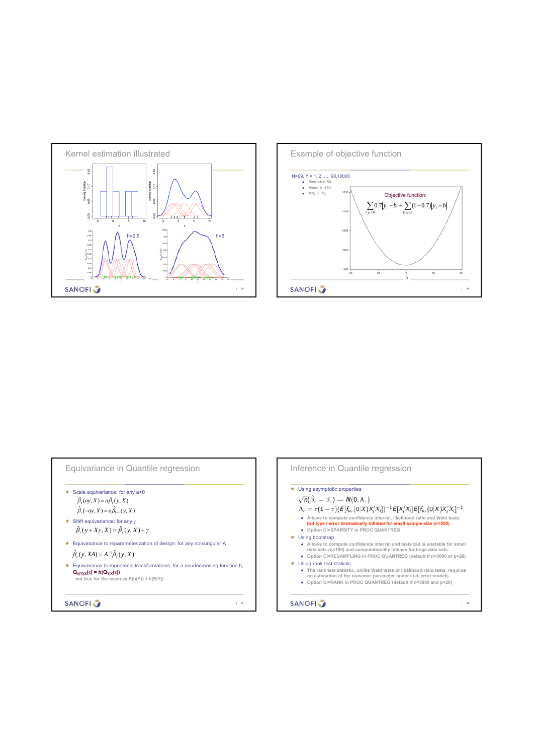## Kernel estimation illustrated

h=2.5

h=5

## Example of objective function

N=99, Y = 1, 2, …, 98,10000

- Median = 50
- Mean = 150
- P70 = 70

Objective function:

$$\sum_{i:y_i \geq b} 0.7|y_i - b| + \sum_{i:y_i < b} (1-0.7)|y_i - b|$$

## Equivariance in Quantile regression

- Scale equivariance: for any a>0

$$\hat{\beta}_\tau(ay, X) = a\hat{\beta}_\tau(y, X)$$

$$\hat{\beta}_\tau(-ay, X) = a\hat{\beta}_{1-\tau}(y, X)$$

- Shift equivariance: for any γ

$$\hat{\beta}_\tau(y + X\gamma, X) = \hat{\beta}_\tau(y, X) + \gamma$$

- Equivariance to reparameterization of design: for any nonsingular A

$$\hat{\beta}_\tau(y, XA) = A^{-1}\hat{\beta}_\tau(y, X)$$

- Equivariance to monotonic transformations: for a nondecreasing function h,
  **$Q_{h(Y)|X}(\tau) = h(Q_{Y|X}(\tau))$**
  not true for the mean as $E(h(Y)) \neq h(E(Y))$

## Inference in Quantile regression

- Using asymptotic properties

$$\sqrt{n}(\hat{\beta}_\tau - \beta_\tau) \rightarrow N(0, \Lambda_\tau)$$

$$\Lambda_\tau = \tau(1-\tau)(E[f_{u_\tau}(0|X)X_i'X_i])^{-1}E[X_i'X_i]E[f_{u_\tau}(0|X)X_i'X_i]^{-1}$$

  - Allows to compute confidence interval, likelihood ratio and Wald tests **but type I error dramatically inflated for small sample size (n<500)**
  - Option CI=SPARSITY in PROC QUANTREG
- Using bootstrap
  - Allows to compute confidence interval and tests but is unstable for small data sets (n<100) and computationally intense for huge data sets.
  - Option CI=RESAMPLING in PROC QUANTREG (default if n>5000 or p>20)
- Using rank test statistic
  - The rank test statistic, unlike Wald tests or likelihood ratio tests, requires no estimation of the nuisance parameter under i.i.d. error models.
  - Option CI=RANK in PROC QUANTREG (default if n<5000 and p<20)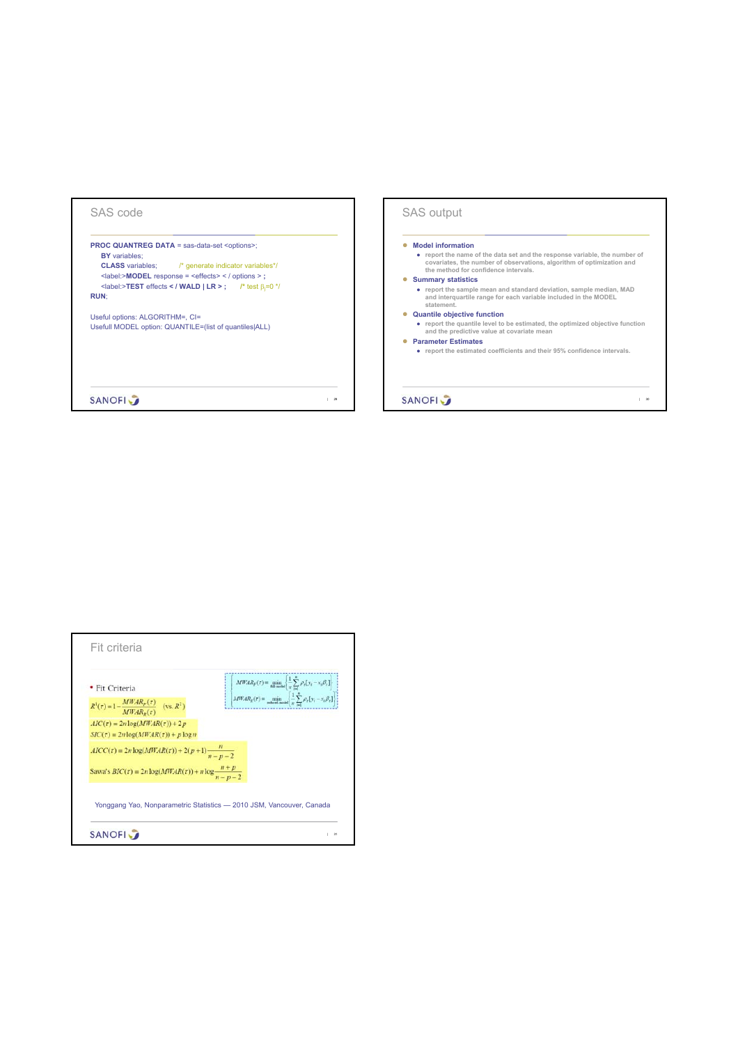## SAS code

```
PROC QUANTREG DATA = sas-data-set <options>;
    BY variables;
    CLASS variables;          /* generate indicator variables*/
    <label:>MODEL response = <effects> < / options > ;
    <label:>TEST effects < / WALD | LR > ;     /* test βi=0 */
RUN;
```

Useful options: ALGORITHM=, CI=

Usefull MODEL option: QUANTILE=(list of quantiles|ALL)

## SAS output

- **Model information**
  - report the name of the data set and the response variable, the number of covariates, the number of observations, algorithm of optimization and the method for confidence intervals.
- **Summary statistics**
  - report the sample mean and standard deviation, sample median, MAD and interquartile range for each variable included in the MODEL statement.
- **Quantile objective function**
  - report the quantile level to be estimated, the optimized objective function and the predictive value at covariate mean
- **Parameter Estimates**
  - report the estimated coefficients and their 95% confidence intervals.

## Fit criteria

- Fit Criteria

$$MWAR_F(\tau) = \min_{\text{full model}} \left\{ \frac{1}{n} \sum_{i=1}^{n} \rho_\tau[y_i - x_i\beta_i] \right\}$$

$$MWAR_R(\tau) = \min_{\text{reduced model}} \left\{ \frac{1}{n} \sum_{i=1}^{n} \rho_\tau[y_i - z_i\beta_z] \right\}$$

$$R^1(\tau) = 1 - \frac{MWAR_F(\tau)}{MWAR_R(\tau)} \quad (\text{vs. } R^2)$$

$$AIC(\tau) = 2n\log(MWAR(\tau)) + 2p$$

$$SIC(\tau) = 2n\log(MWAR(\tau)) + p\log n$$

$$AICC(\tau) = 2n\log(MWAR(\tau)) + 2(p+1)\frac{n}{n-p-2}$$

$$\text{Sawa's } BIC(\tau) = 2n\log(MWAR(\tau)) + n\log\frac{n+p}{n-p-2}$$

Yonggang Yao, Nonparametric Statistics — 2010 JSM, Vancouver, Canada